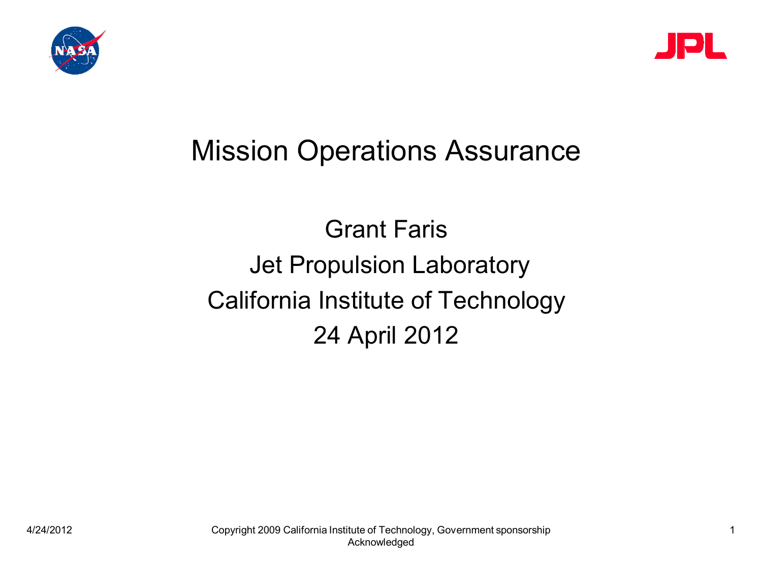# Mission Operations Assurance

Grant Faris

Jet Propulsion Laboratory

California Institute of Technology

24 April 2012

Copyright 2009 California Institute of Technology, Government sponsorship Acknowledged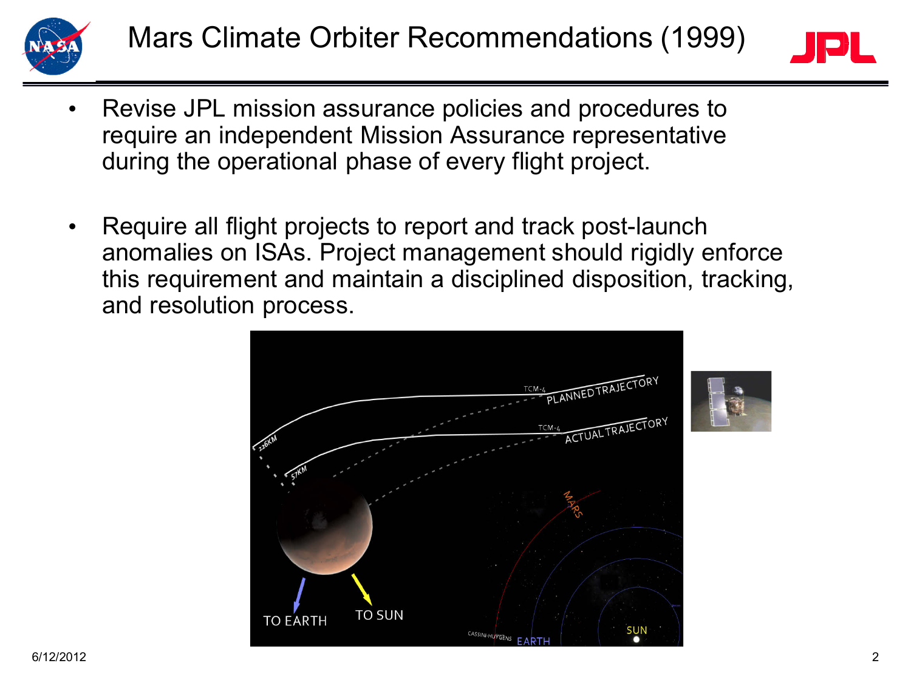# Mars Climate Orbiter Recommendations (1999)

- Revise JPL mission assurance policies and procedures to require an independent Mission Assurance representative during the operational phase of every flight project.
- Require all flight projects to report and track post-launch anomalies on ISAs. Project management should rigidly enforce this requirement and maintain a disciplined disposition, tracking, and resolution process.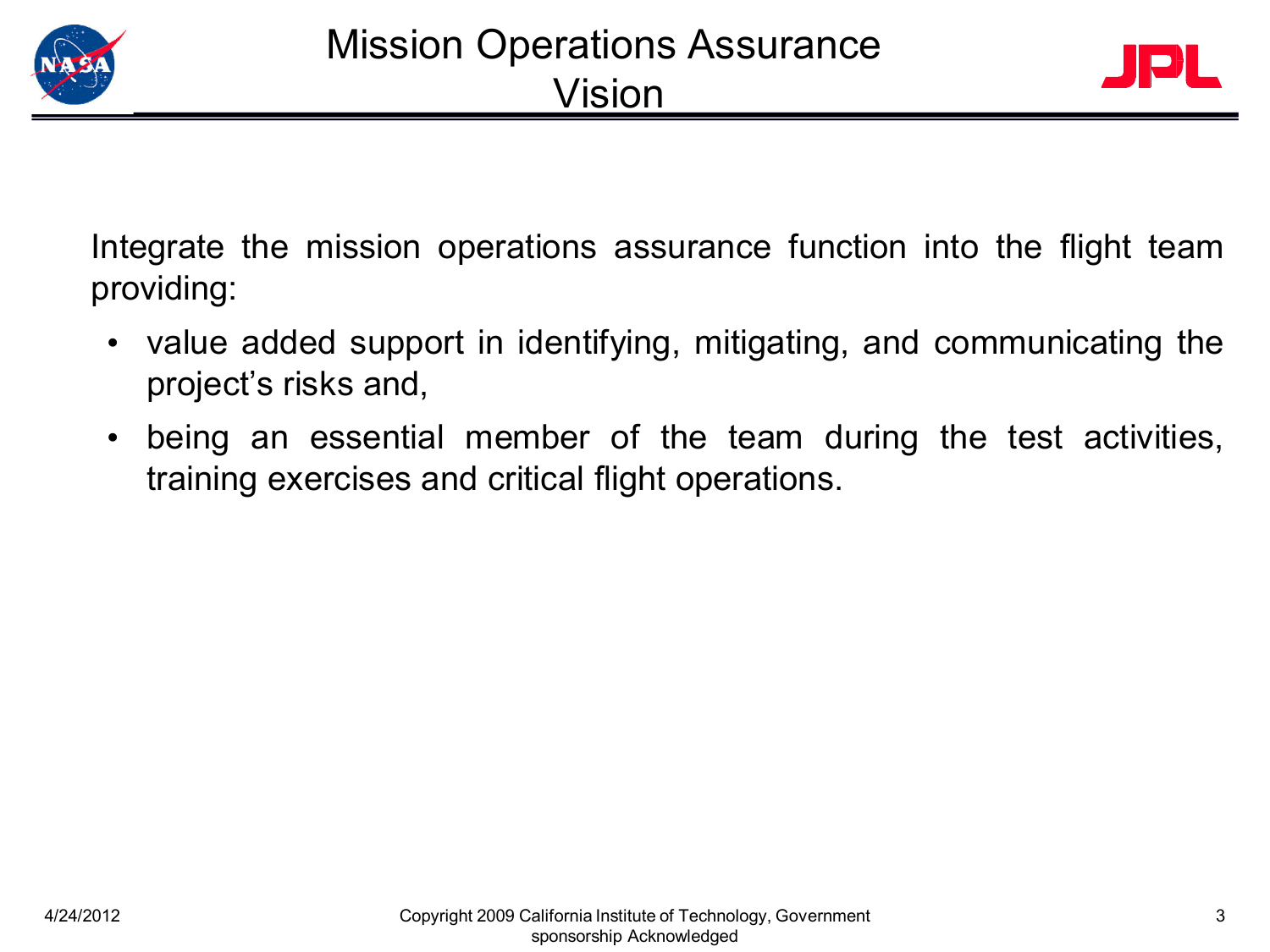# Mission Operations Assurance Vision

Integrate the mission operations assurance function into the flight team providing:

- value added support in identifying, mitigating, and communicating the project's risks and,
- being an essential member of the team during the test activities, training exercises and critical flight operations.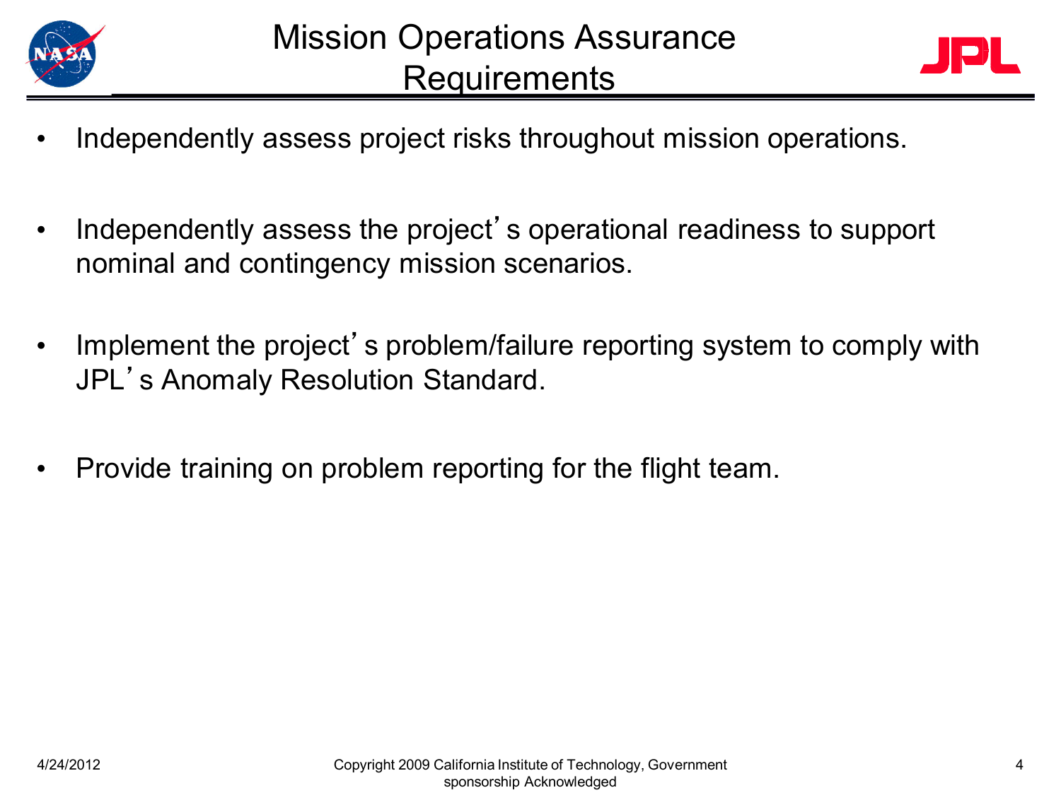# Mission Operations Assurance Requirements

- Independently assess project risks throughout mission operations.
- Independently assess the project's operational readiness to support nominal and contingency mission scenarios.
- Implement the project's problem/failure reporting system to comply with JPL's Anomaly Resolution Standard.
- Provide training on problem reporting for the flight team.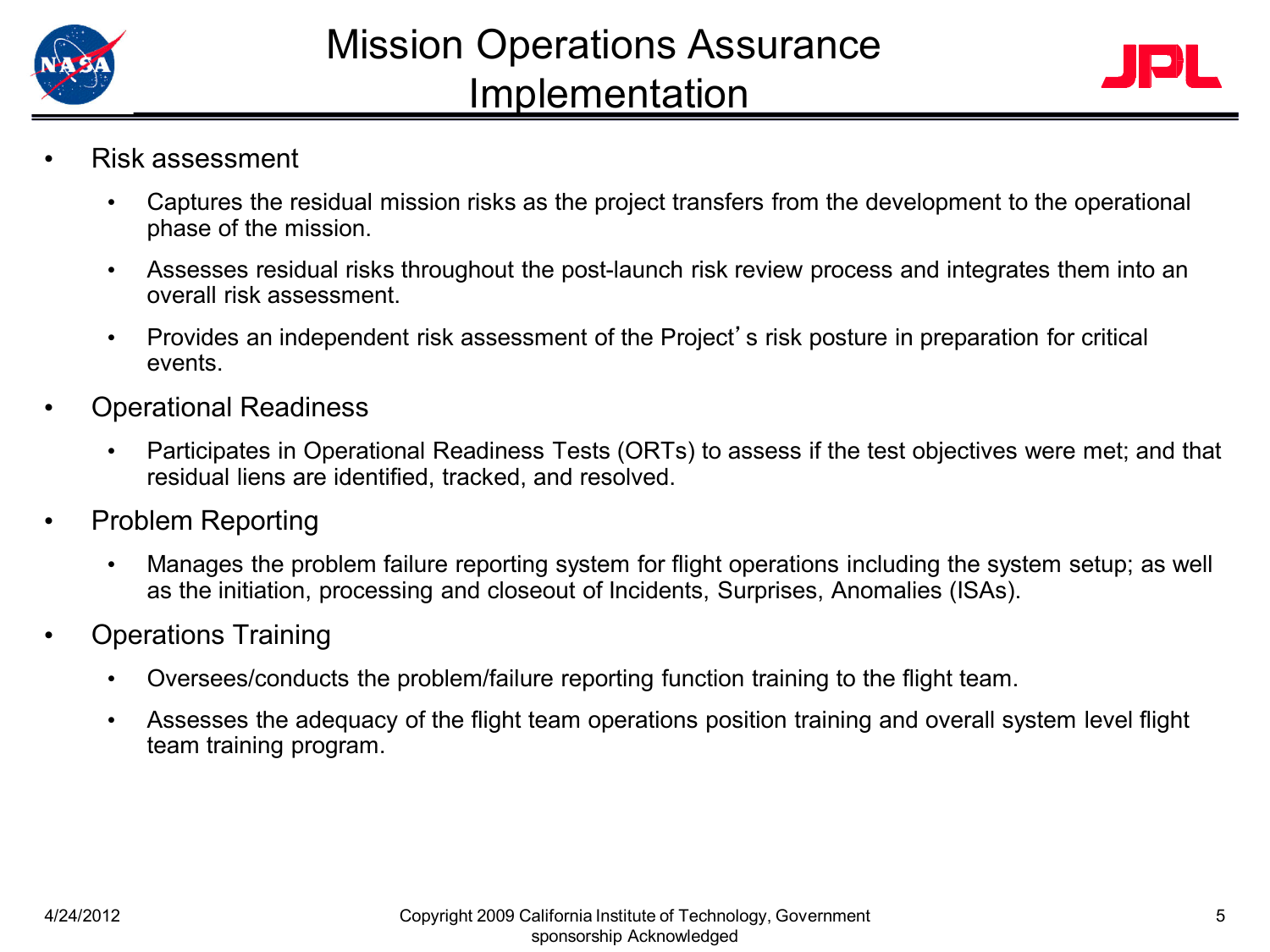# Mission Operations Assurance Implementation

- Risk assessment
  - Captures the residual mission risks as the project transfers from the development to the operational phase of the mission.
  - Assesses residual risks throughout the post-launch risk review process and integrates them into an overall risk assessment.
  - Provides an independent risk assessment of the Project's risk posture in preparation for critical events.
- Operational Readiness
  - Participates in Operational Readiness Tests (ORTs) to assess if the test objectives were met; and that residual liens are identified, tracked, and resolved.
- Problem Reporting
  - Manages the problem failure reporting system for flight operations including the system setup; as well as the initiation, processing and closeout of Incidents, Surprises, Anomalies (ISAs).
- Operations Training
  - Oversees/conducts the problem/failure reporting function training to the flight team.
  - Assesses the adequacy of the flight team operations position training and overall system level flight team training program.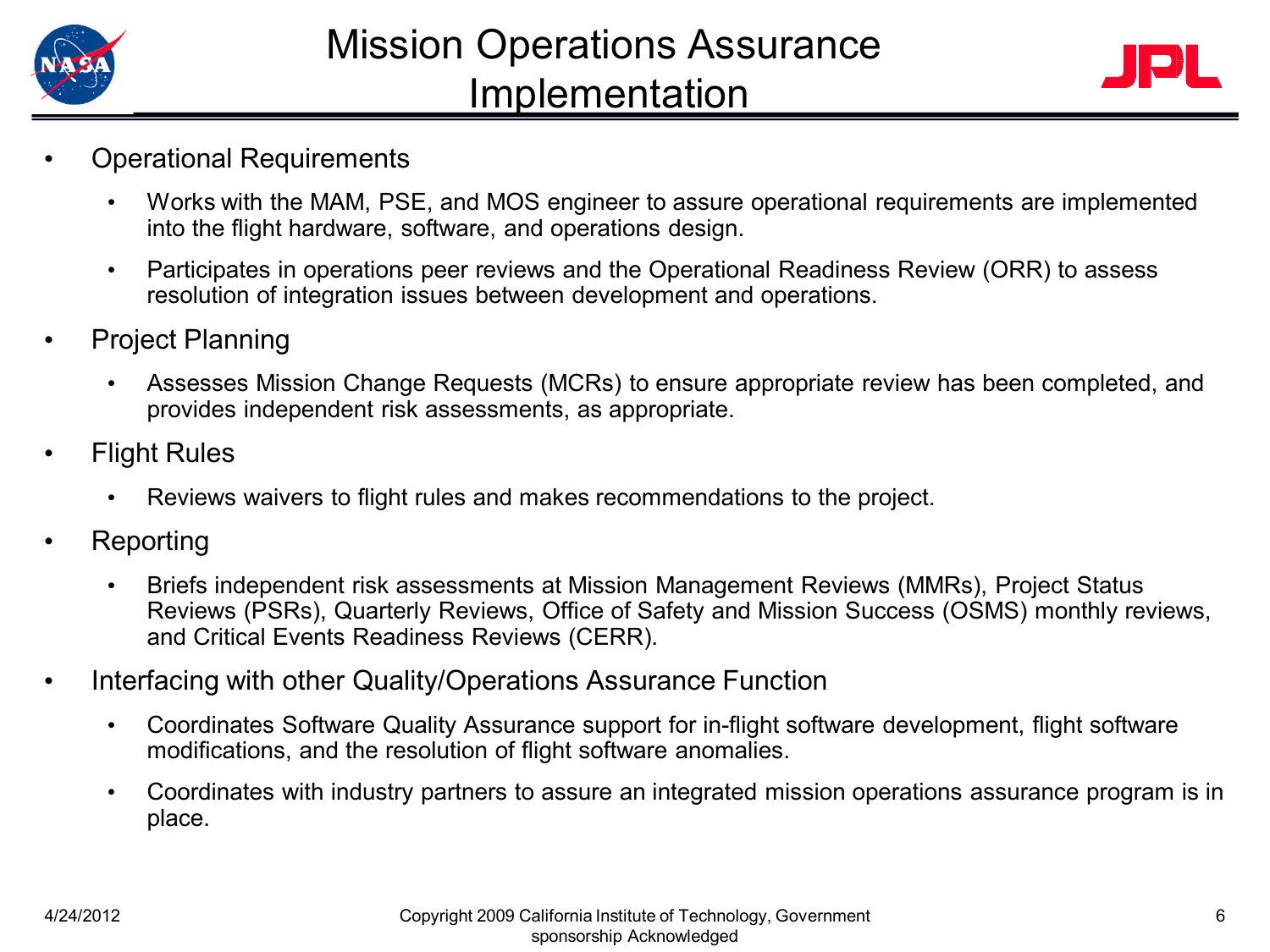# Mission Operations Assurance Implementation

- Operational Requirements
  - Works with the MAM, PSE, and MOS engineer to assure operational requirements are implemented into the flight hardware, software, and operations design.
  - Participates in operations peer reviews and the Operational Readiness Review (ORR) to assess resolution of integration issues between development and operations.
- Project Planning
  - Assesses Mission Change Requests (MCRs) to ensure appropriate review has been completed, and provides independent risk assessments, as appropriate.
- Flight Rules
  - Reviews waivers to flight rules and makes recommendations to the project.
- Reporting
  - Briefs independent risk assessments at Mission Management Reviews (MMRs), Project Status Reviews (PSRs), Quarterly Reviews, Office of Safety and Mission Success (OSMS) monthly reviews, and Critical Events Readiness Reviews (CERR).
- Interfacing with other Quality/Operations Assurance Function
  - Coordinates Software Quality Assurance support for in-flight software development, flight software modifications, and the resolution of flight software anomalies.
  - Coordinates with industry partners to assure an integrated mission operations assurance program is in place.

4/24/2012

Copyright 2009 California Institute of Technology, Government sponsorship Acknowledged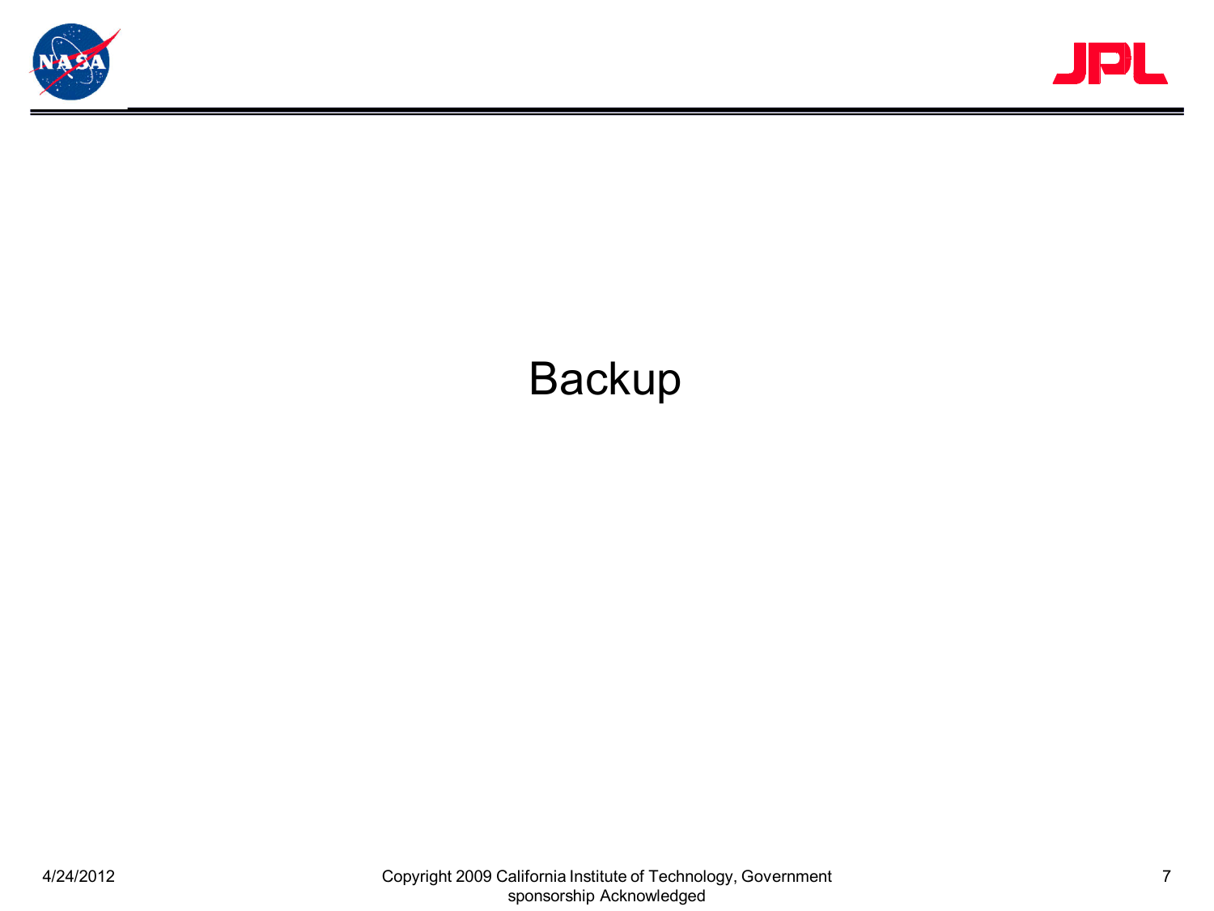# Backup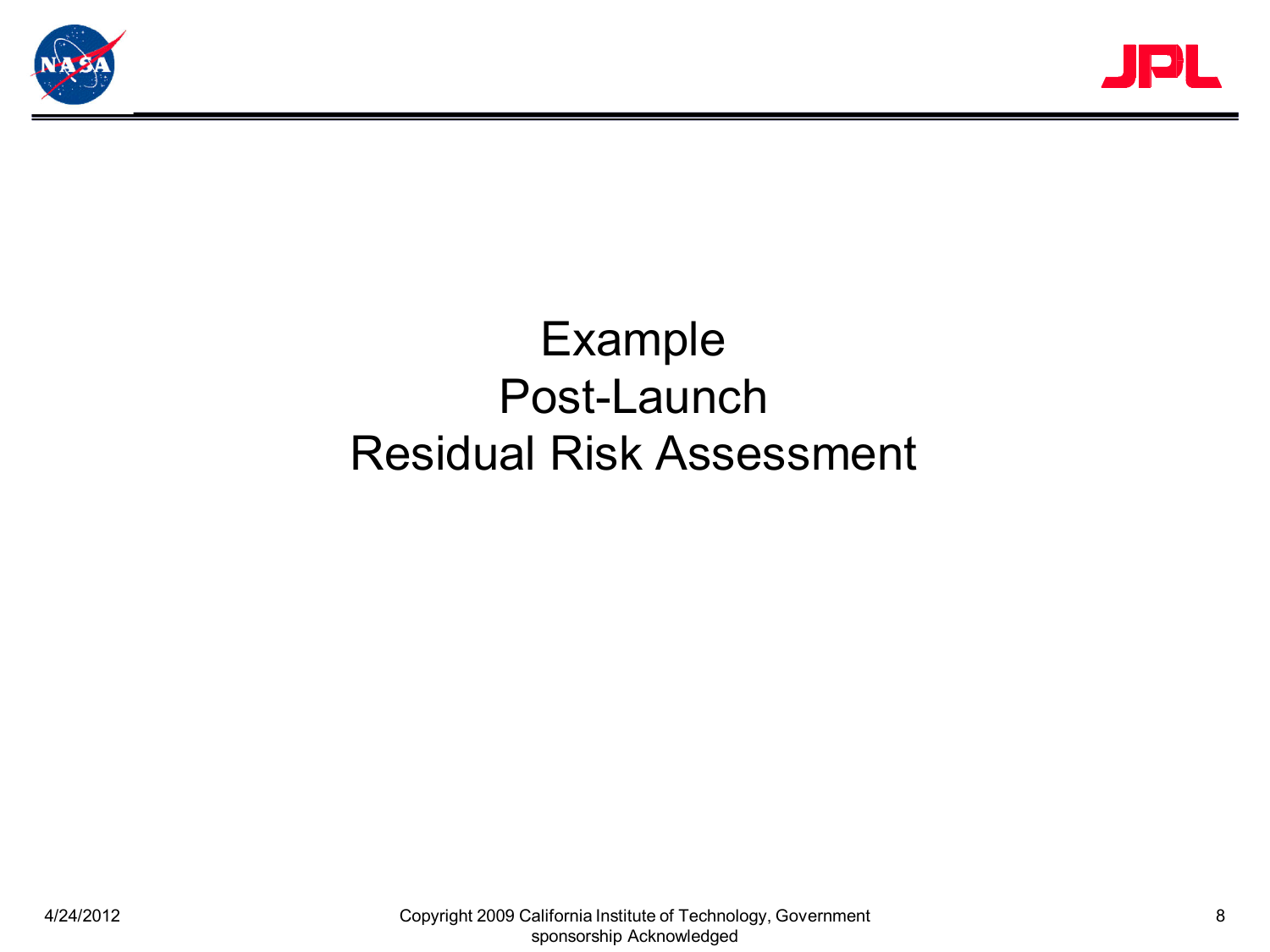# Example
# Post-Launch
# Residual Risk Assessment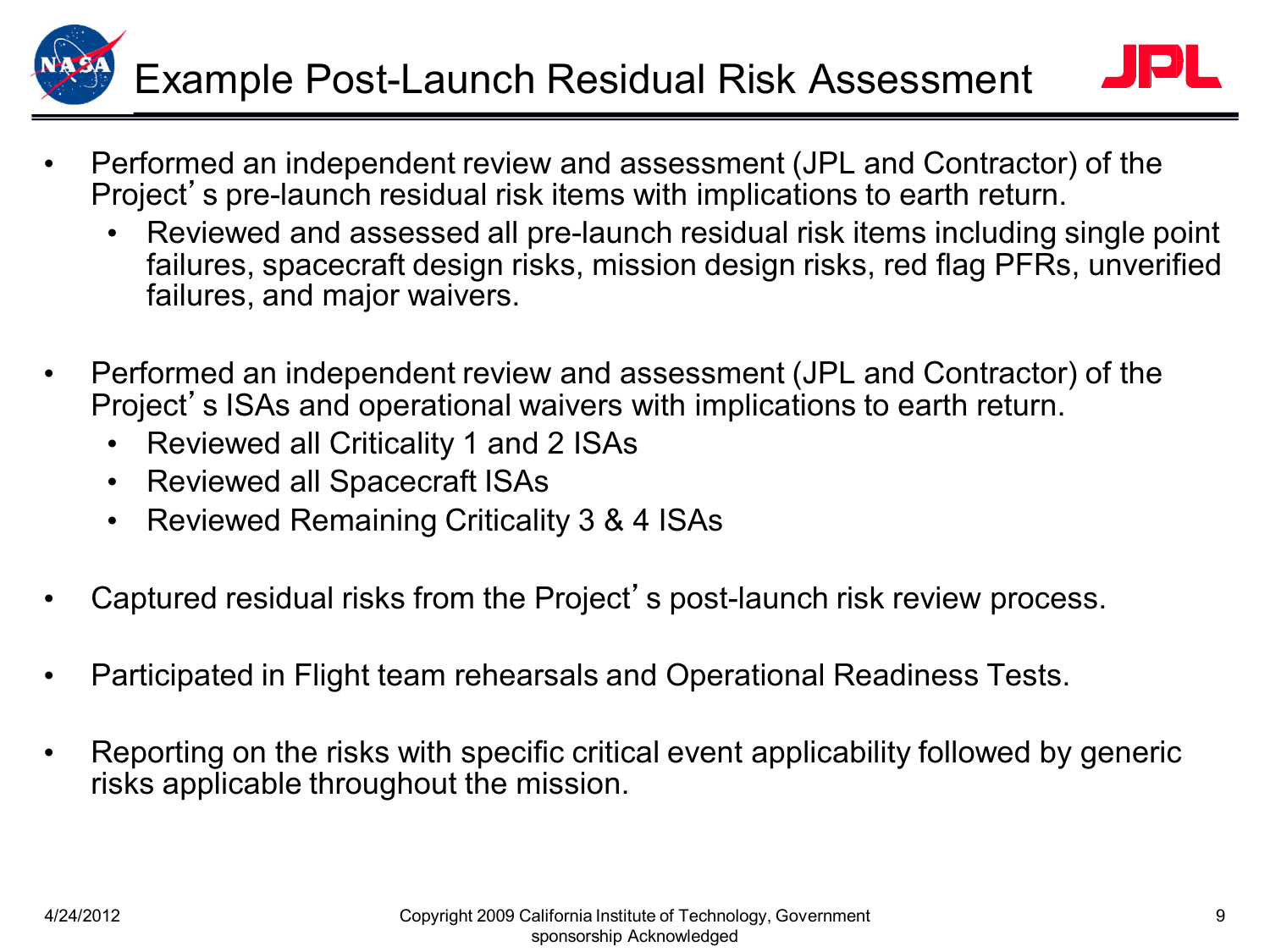# Example Post-Launch Residual Risk Assessment

- Performed an independent review and assessment (JPL and Contractor) of the Project's pre-launch residual risk items with implications to earth return.
  - Reviewed and assessed all pre-launch residual risk items including single point failures, spacecraft design risks, mission design risks, red flag PFRs, unverified failures, and major waivers.

- Performed an independent review and assessment (JPL and Contractor) of the Project's ISAs and operational waivers with implications to earth return.
  - Reviewed all Criticality 1 and 2 ISAs
  - Reviewed all Spacecraft ISAs
  - Reviewed Remaining Criticality 3 & 4 ISAs

- Captured residual risks from the Project's post-launch risk review process.

- Participated in Flight team rehearsals and Operational Readiness Tests.

- Reporting on the risks with specific critical event applicability followed by generic risks applicable throughout the mission.

4/24/2012

Copyright 2009 California Institute of Technology, Government sponsorship Acknowledged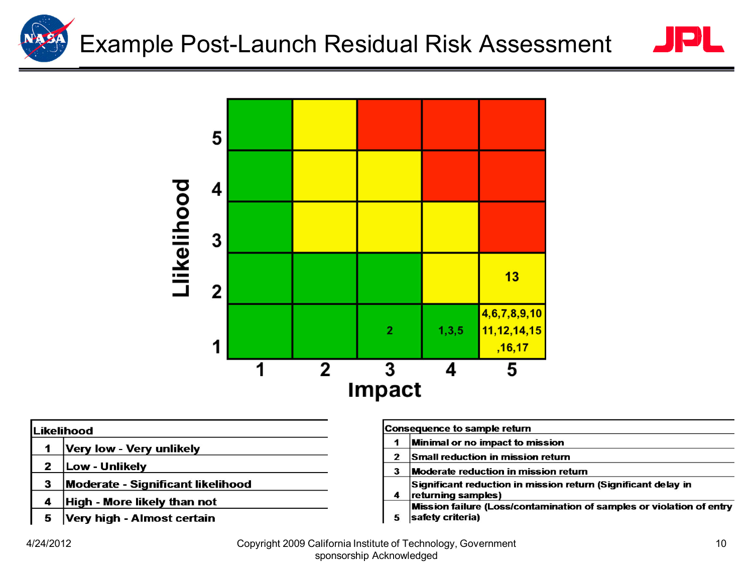# Example Post-Launch Residual Risk Assessment

| Likelihood \ Impact | 1 | 2 | 3 | 4 | 5 |
|---|---|---|---|---|---|
| 5 | | | | | |
| 4 | | | | | |
| 3 | | | | | |
| 2 | | | | | 13 |
| 1 | | | 2 | 1,3,5 | 4,6,7,8,9,10 11,12,14,15 ,16,17 |

| Likelihood | |
|---|---|
| 1 | Very low - Very unlikely |
| 2 | Low - Unlikely |
| 3 | Moderate - Significant likelihood |
| 4 | High - More likely than not |
| 5 | Very high - Almost certain |

| Consequence to sample return | |
|---|---|
| 1 | Minimal or no impact to mission |
| 2 | Small reduction in mission return |
| 3 | Moderate reduction in mission return |
| 4 | Significant reduction in mission return (Significant delay in returning samples) |
| 5 | Mission failure (Loss/contamination of samples or violation of entry safety criteria) |

4/24/2012

Copyright 2009 California Institute of Technology, Government sponsorship Acknowledged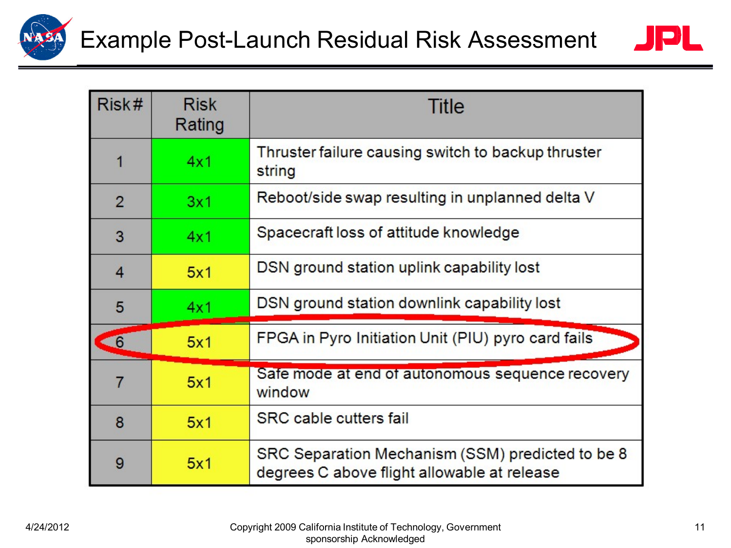# Example Post-Launch Residual Risk Assessment

| Risk# | Risk Rating | Title |
|---|---|---|
| 1 | 4x1 | Thruster failure causing switch to backup thruster string |
| 2 | 3x1 | Reboot/side swap resulting in unplanned delta V |
| 3 | 4x1 | Spacecraft loss of attitude knowledge |
| 4 | 5x1 | DSN ground station uplink capability lost |
| 5 | 4x1 | DSN ground station downlink capability lost |
| 6 | 5x1 | FPGA in Pyro Initiation Unit (PIU) pyro card fails |
| 7 | 5x1 | Safe mode at end of autonomous sequence recovery window |
| 8 | 5x1 | SRC cable cutters fail |
| 9 | 5x1 | SRC Separation Mechanism (SSM) predicted to be 8 degrees C above flight allowable at release |

4/24/2012

Copyright 2009 California Institute of Technology, Government sponsorship Acknowledged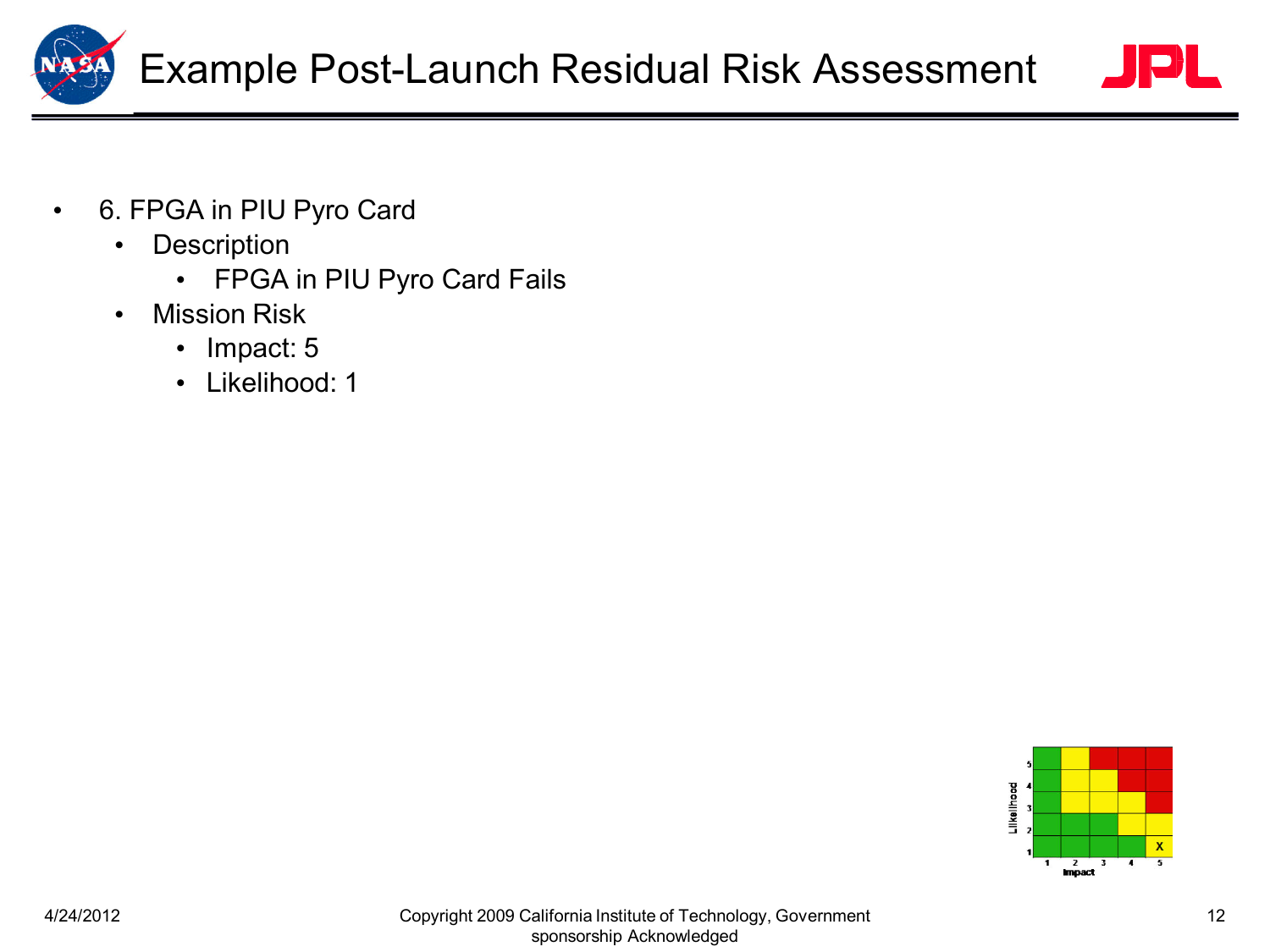# Example Post-Launch Residual Risk Assessment

- 6. FPGA in PIU Pyro Card
  - Description
    - FPGA in PIU Pyro Card Fails
  - Mission Risk
    - Impact: 5
    - Likelihood: 1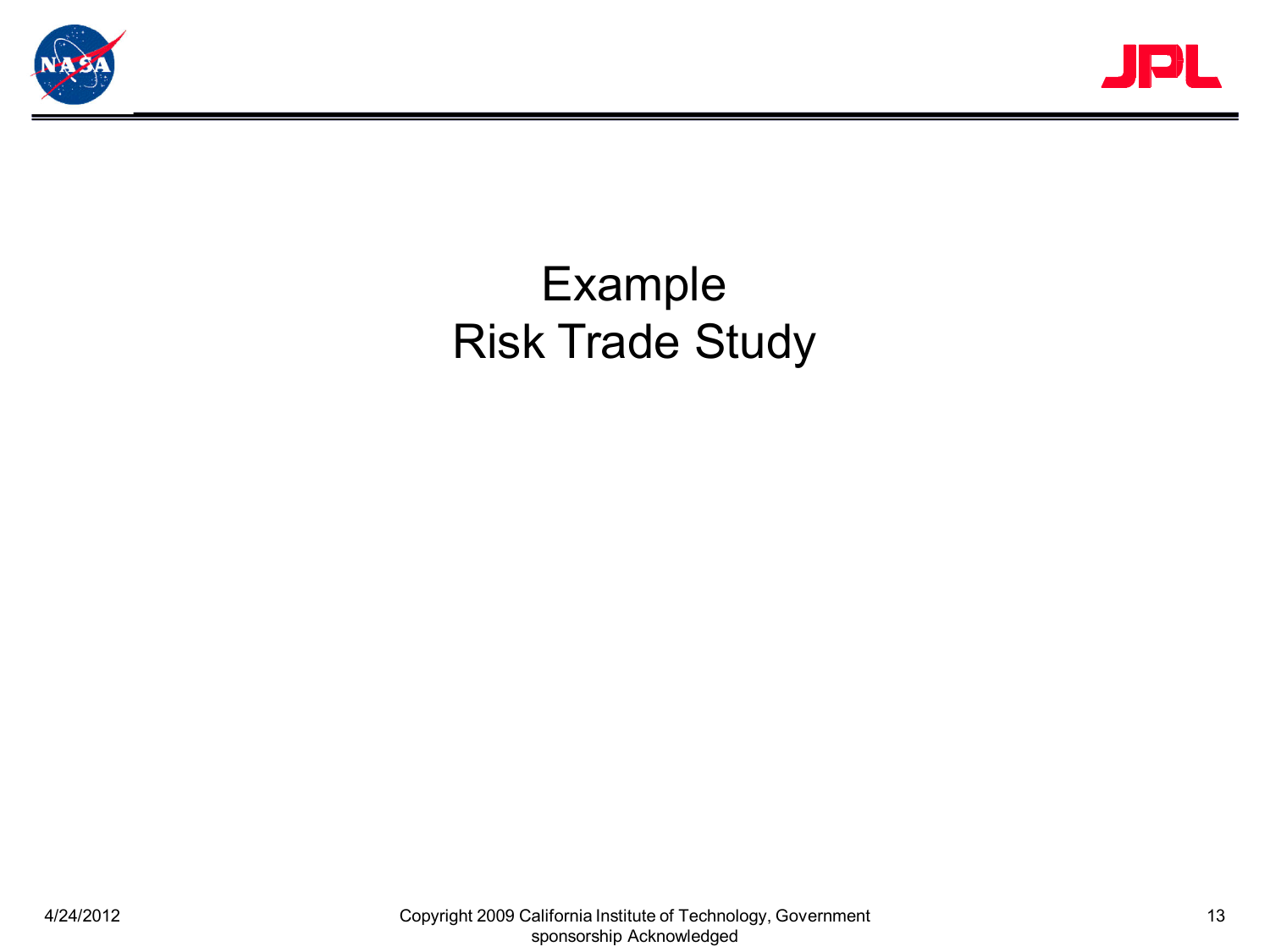# Example Risk Trade Study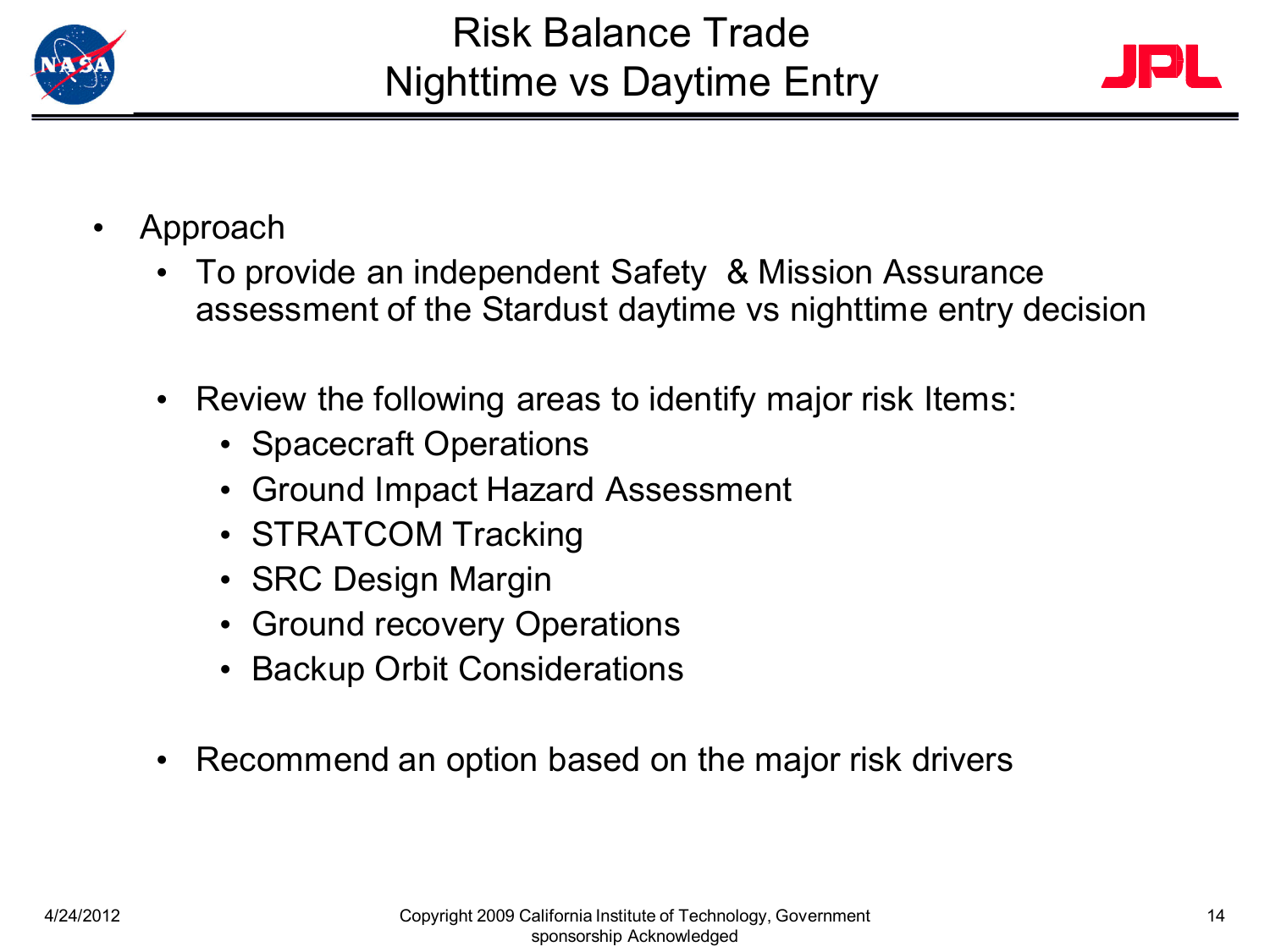# Risk Balance Trade
# Nighttime vs Daytime Entry

- Approach
  - To provide an independent Safety & Mission Assurance assessment of the Stardust daytime vs nighttime entry decision
  - Review the following areas to identify major risk Items:
    - Spacecraft Operations
    - Ground Impact Hazard Assessment
    - STRATCOM Tracking
    - SRC Design Margin
    - Ground recovery Operations
    - Backup Orbit Considerations
  - Recommend an option based on the major risk drivers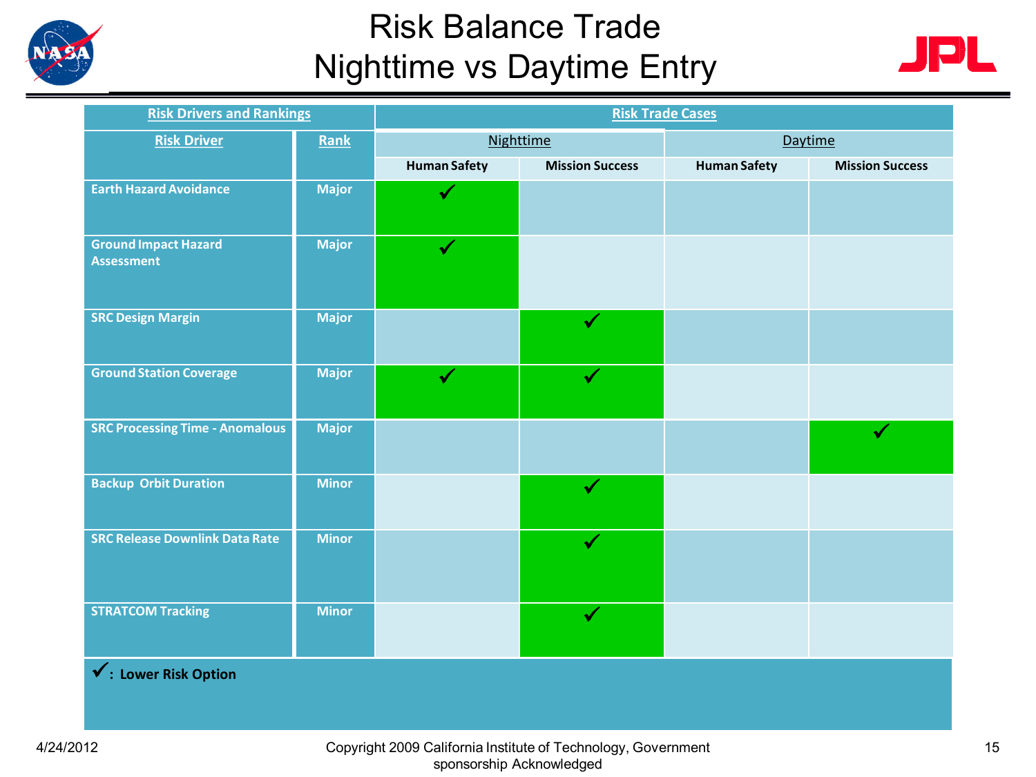# Risk Balance Trade
# Nighttime vs Daytime Entry

| Risk Drivers and Rankings | | Risk Trade Cases | | | |
|---|---|---|---|---|---|
| Risk Driver | Rank | Nighttime | | Daytime | |
| | | Human Safety | Mission Success | Human Safety | Mission Success |
| Earth Hazard Avoidance | Major | ✓ | | | |
| Ground Impact Hazard Assessment | Major | ✓ | | | |
| SRC Design Margin | Major | | ✓ | | |
| Ground Station Coverage | Major | ✓ | ✓ | | |
| SRC Processing Time - Anomalous | Major | | | | ✓ |
| Backup Orbit Duration | Minor | | ✓ | | |
| SRC Release Downlink Data Rate | Minor | | ✓ | | |
| STRATCOM Tracking | Minor | | ✓ | | |

✓: **Lower Risk Option**

4/24/2012

Copyright 2009 California Institute of Technology, Government sponsorship Acknowledged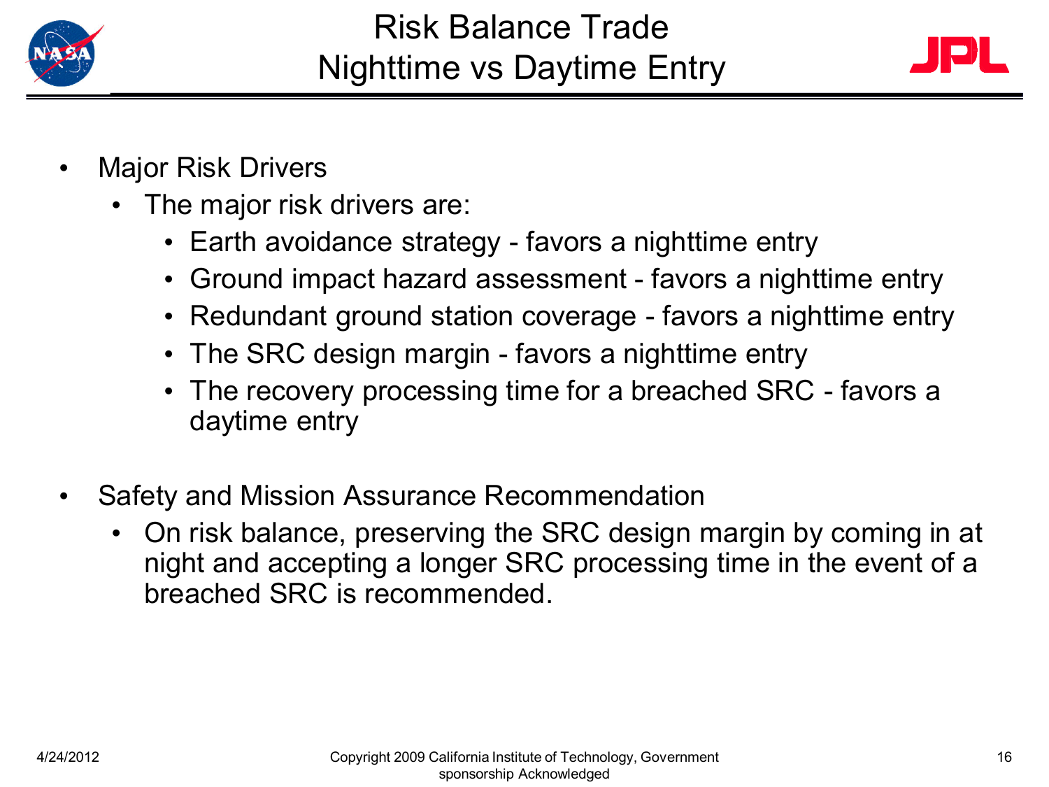# Risk Balance Trade
# Nighttime vs Daytime Entry

- Major Risk Drivers
  - The major risk drivers are:
    - Earth avoidance strategy - favors a nighttime entry
    - Ground impact hazard assessment - favors a nighttime entry
    - Redundant ground station coverage - favors a nighttime entry
    - The SRC design margin - favors a nighttime entry
    - The recovery processing time for a breached SRC - favors a daytime entry

- Safety and Mission Assurance Recommendation
  - On risk balance, preserving the SRC design margin by coming in at night and accepting a longer SRC processing time in the event of a breached SRC is recommended.